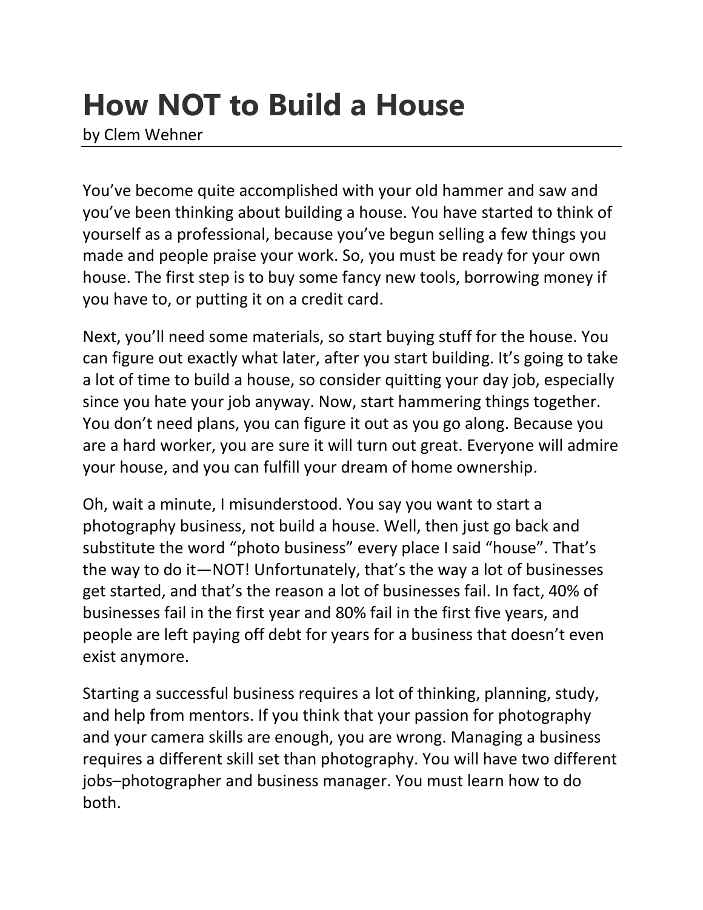# How NOT to Build a House

by Clem Wehner

You've become quite accomplished with your old hammer and saw and you've been thinking about building a house. You have started to think of yourself as a professional, because you've begun selling a few things you made and people praise your work. So, you must be ready for your own house. The first step is to buy some fancy new tools, borrowing money if you have to, or putting it on a credit card.

Next, you'll need some materials, so start buying stuff for the house. You can figure out exactly what later, after you start building. It's going to take a lot of time to build a house, so consider quitting your day job, especially since you hate your job anyway. Now, start hammering things together. You don't need plans, you can figure it out as you go along. Because you are a hard worker, you are sure it will turn out great. Everyone will admire your house, and you can fulfill your dream of home ownership.

Oh, wait a minute, I misunderstood. You say you want to start a photography business, not build a house. Well, then just go back and substitute the word "photo business" every place I said "house". That's the way to do it—NOT! Unfortunately, that's the way a lot of businesses get started, and that's the reason a lot of businesses fail. In fact, 40% of businesses fail in the first year and 80% fail in the first five years, and people are left paying off debt for years for a business that doesn't even exist anymore.

Starting a successful business requires a lot of thinking, planning, study, and help from mentors. If you think that your passion for photography and your camera skills are enough, you are wrong. Managing a business requires a different skill set than photography. You will have two different jobs–photographer and business manager. You must learn how to do both.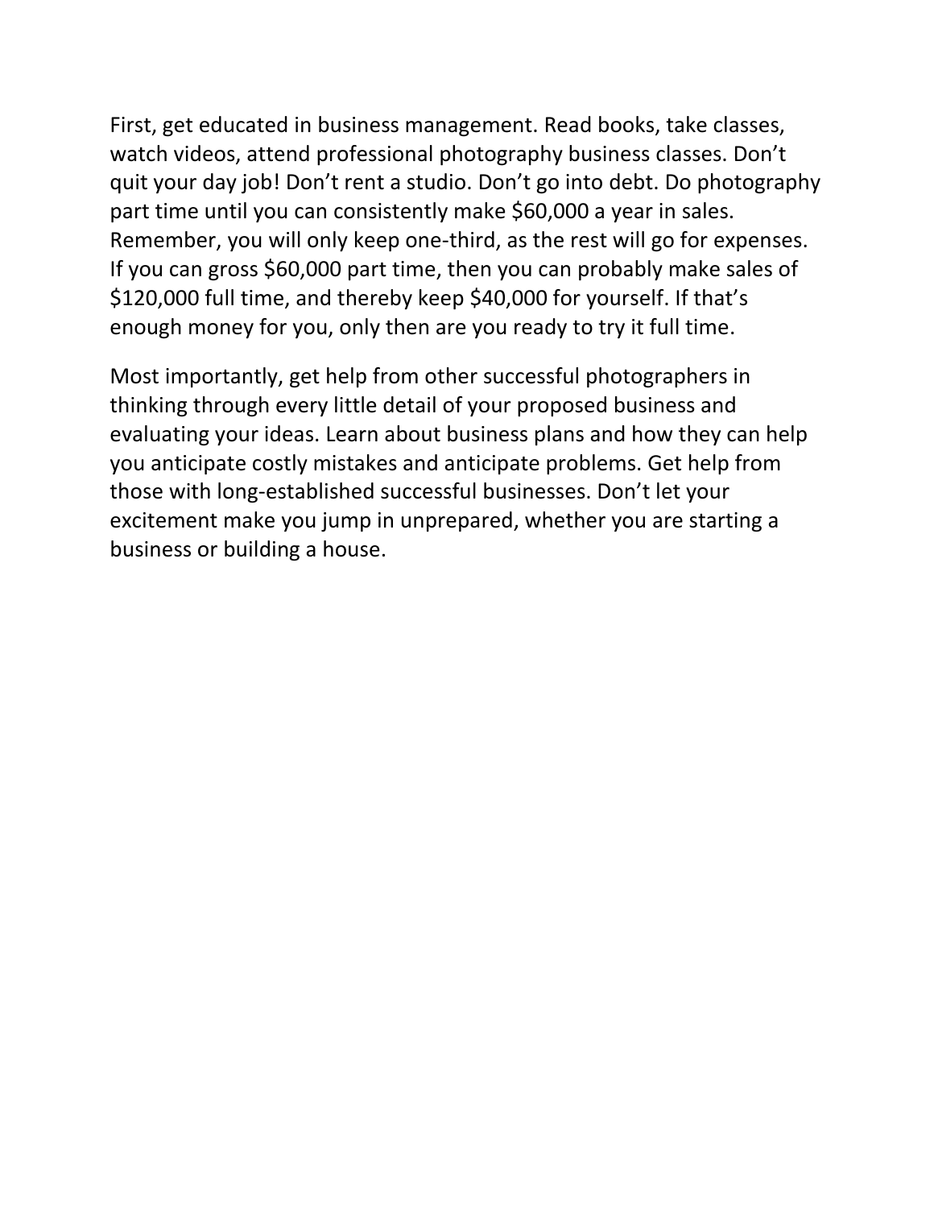First, get educated in business management. Read books, take classes, watch videos, attend professional photography business classes. Don't quit your day job! Don't rent a studio. Don't go into debt. Do photography part time until you can consistently make $60,000 a year in sales. Remember, you will only keep one-third, as the rest will go for expenses. If you can gross $60,000 part time, then you can probably make sales of $120,000 full time, and thereby keep $40,000 for yourself. If that's enough money for you, only then are you ready to try it full time.

Most importantly, get help from other successful photographers in thinking through every little detail of your proposed business and evaluating your ideas. Learn about business plans and how they can help you anticipate costly mistakes and anticipate problems. Get help from those with long-established successful businesses. Don't let your excitement make you jump in unprepared, whether you are starting a business or building a house.